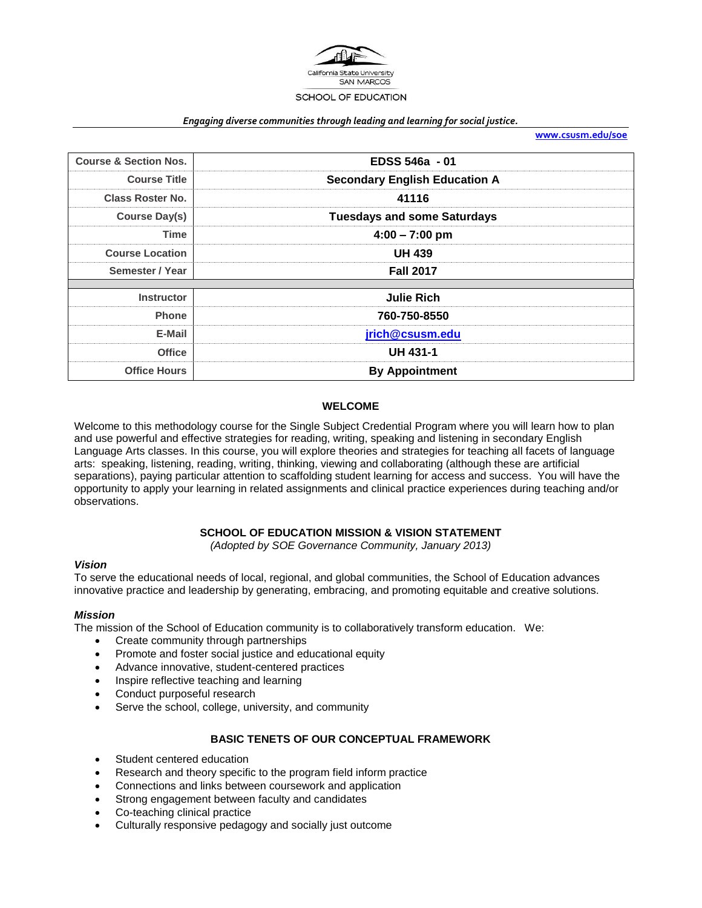California State University SAN MARCOS

SCHOOL OF EDUCATION

*Engaging diverse communities through leading and learning for social justice.*

www.csusm.edu/soe

| Course & Section Nos. | EDSS 546a - 01 |
|---|---|
| Course Title | Secondary English Education A |
| Class Roster No. | 41116 |
| Course Day(s) | Tuesdays and some Saturdays |
| Time | 4:00 – 7:00 pm |
| Course Location | UH 439 |
| Semester / Year | Fall 2017 |
| | |
| Instructor | Julie Rich |
| Phone | 760-750-8550 |
| E-Mail | jrich@csusm.edu |
| Office | UH 431-1 |
| Office Hours | By Appointment |

## WELCOME

Welcome to this methodology course for the Single Subject Credential Program where you will learn how to plan and use powerful and effective strategies for reading, writing, speaking and listening in secondary English Language Arts classes. In this course, you will explore theories and strategies for teaching all facets of language arts: speaking, listening, reading, writing, thinking, viewing and collaborating (although these are artificial separations), paying particular attention to scaffolding student learning for access and success. You will have the opportunity to apply your learning in related assignments and clinical practice experiences during teaching and/or observations.

## SCHOOL OF EDUCATION MISSION & VISION STATEMENT

*(Adopted by SOE Governance Community, January 2013)*

### *Vision*

To serve the educational needs of local, regional, and global communities, the School of Education advances innovative practice and leadership by generating, embracing, and promoting equitable and creative solutions.

### *Mission*

The mission of the School of Education community is to collaboratively transform education. We:

- Create community through partnerships
- Promote and foster social justice and educational equity
- Advance innovative, student-centered practices
- Inspire reflective teaching and learning
- Conduct purposeful research
- Serve the school, college, university, and community

## BASIC TENETS OF OUR CONCEPTUAL FRAMEWORK

- Student centered education
- Research and theory specific to the program field inform practice
- Connections and links between coursework and application
- Strong engagement between faculty and candidates
- Co-teaching clinical practice
- Culturally responsive pedagogy and socially just outcome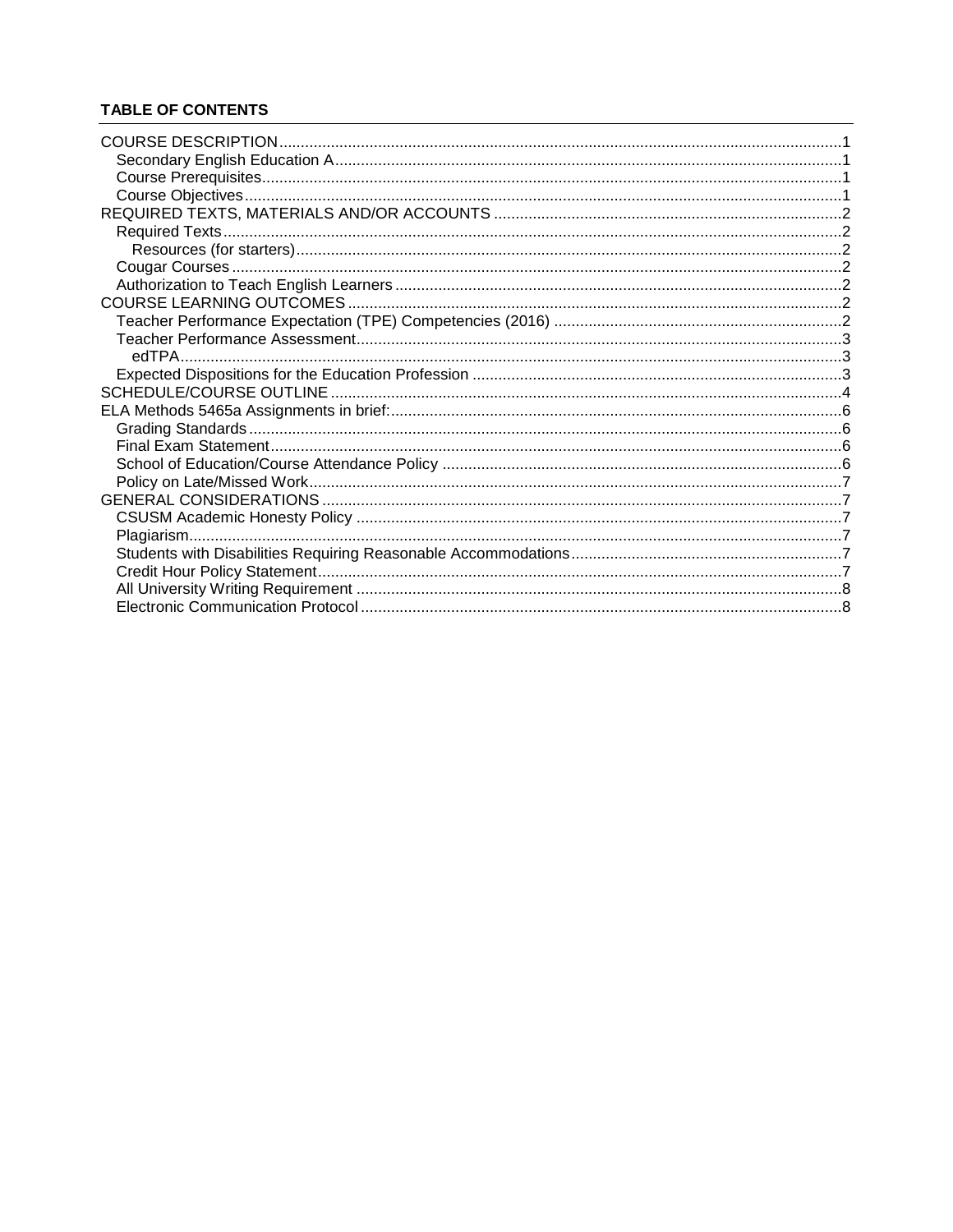**TABLE OF CONTENTS**

- COURSE DESCRIPTION ... 1
  - Secondary English Education A ... 1
  - Course Prerequisites ... 1
  - Course Objectives ... 1
- REQUIRED TEXTS, MATERIALS AND/OR ACCOUNTS ... 2
  - Required Texts ... 2
    - Resources (for starters) ... 2
  - Cougar Courses ... 2
  - Authorization to Teach English Learners ... 2
- COURSE LEARNING OUTCOMES ... 2
  - Teacher Performance Expectation (TPE) Competencies (2016) ... 2
  - Teacher Performance Assessment ... 3
    - edTPA ... 3
  - Expected Dispositions for the Education Profession ... 3
- SCHEDULE/COURSE OUTLINE ... 4
- ELA Methods 5465a Assignments in brief: ... 6
  - Grading Standards ... 6
  - Final Exam Statement ... 6
  - School of Education/Course Attendance Policy ... 6
  - Policy on Late/Missed Work ... 7
- GENERAL CONSIDERATIONS ... 7
  - CSUSM Academic Honesty Policy ... 7
  - Plagiarism ... 7
  - Students with Disabilities Requiring Reasonable Accommodations ... 7
  - Credit Hour Policy Statement ... 7
  - All University Writing Requirement ... 8
  - Electronic Communication Protocol ... 8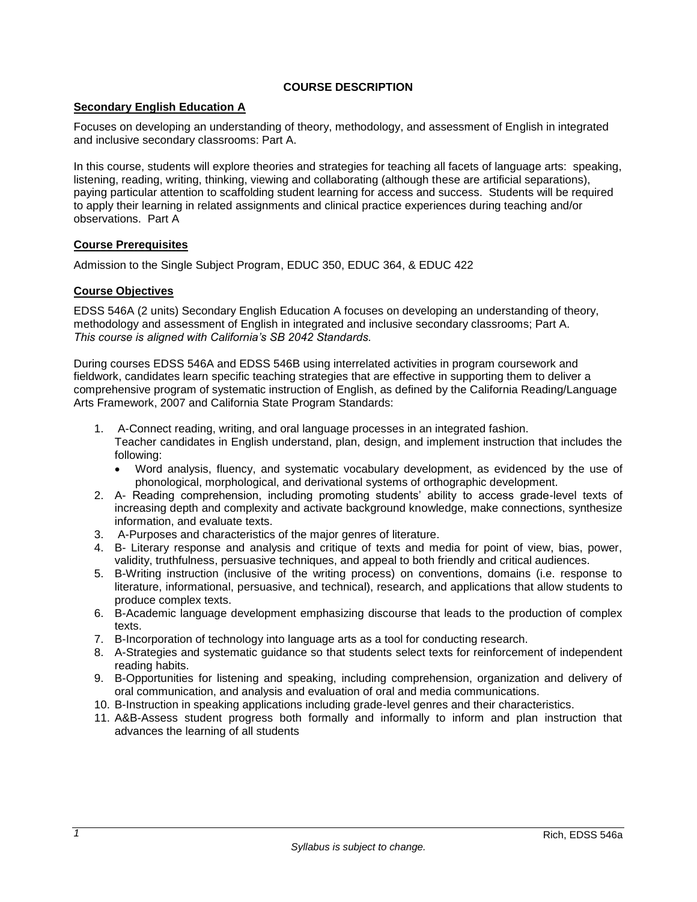## COURSE DESCRIPTION

### Secondary English Education A

Focuses on developing an understanding of theory, methodology, and assessment of English in integrated and inclusive secondary classrooms: Part A.

In this course, students will explore theories and strategies for teaching all facets of language arts: speaking, listening, reading, writing, thinking, viewing and collaborating (although these are artificial separations), paying particular attention to scaffolding student learning for access and success. Students will be required to apply their learning in related assignments and clinical practice experiences during teaching and/or observations. Part A

### Course Prerequisites

Admission to the Single Subject Program, EDUC 350, EDUC 364, & EDUC 422

### Course Objectives

EDSS 546A (2 units) Secondary English Education A focuses on developing an understanding of theory, methodology and assessment of English in integrated and inclusive secondary classrooms; Part A.
*This course is aligned with California's SB 2042 Standards.*

During courses EDSS 546A and EDSS 546B using interrelated activities in program coursework and fieldwork, candidates learn specific teaching strategies that are effective in supporting them to deliver a comprehensive program of systematic instruction of English, as defined by the California Reading/Language Arts Framework, 2007 and California State Program Standards:

1. A-Connect reading, writing, and oral language processes in an integrated fashion.
   Teacher candidates in English understand, plan, design, and implement instruction that includes the following:
   - Word analysis, fluency, and systematic vocabulary development, as evidenced by the use of phonological, morphological, and derivational systems of orthographic development.
2. A- Reading comprehension, including promoting students' ability to access grade-level texts of increasing depth and complexity and activate background knowledge, make connections, synthesize information, and evaluate texts.
3. A-Purposes and characteristics of the major genres of literature.
4. B- Literary response and analysis and critique of texts and media for point of view, bias, power, validity, truthfulness, persuasive techniques, and appeal to both friendly and critical audiences.
5. B-Writing instruction (inclusive of the writing process) on conventions, domains (i.e. response to literature, informational, persuasive, and technical), research, and applications that allow students to produce complex texts.
6. B-Academic language development emphasizing discourse that leads to the production of complex texts.
7. B-Incorporation of technology into language arts as a tool for conducting research.
8. A-Strategies and systematic guidance so that students select texts for reinforcement of independent reading habits.
9. B-Opportunities for listening and speaking, including comprehension, organization and delivery of oral communication, and analysis and evaluation of oral and media communications.
10. B-Instruction in speaking applications including grade-level genres and their characteristics.
11. A&B-Assess student progress both formally and informally to inform and plan instruction that advances the learning of all students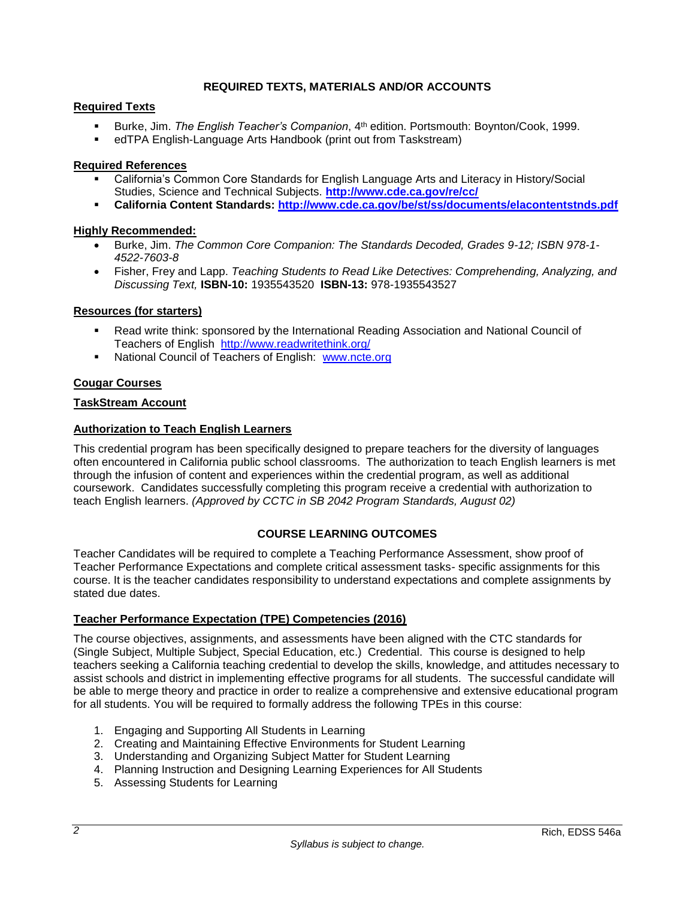## REQUIRED TEXTS, MATERIALS AND/OR ACCOUNTS

### Required Texts

- Burke, Jim. *The English Teacher's Companion*, 4th edition. Portsmouth: Boynton/Cook, 1999.
- edTPA English-Language Arts Handbook (print out from Taskstream)

### Required References

- California's Common Core Standards for English Language Arts and Literacy in History/Social Studies, Science and Technical Subjects. **http://www.cde.ca.gov/re/cc/**
- **California Content Standards: http://www.cde.ca.gov/be/st/ss/documents/elacontentstnds.pdf**

### Highly Recommended:

- Burke, Jim. *The Common Core Companion: The Standards Decoded, Grades 9-12; ISBN 978-1-4522-7603-8*
- Fisher, Frey and Lapp. *Teaching Students to Read Like Detectives: Comprehending, Analyzing, and Discussing Text,* **ISBN-10:** 1935543520 **ISBN-13:** 978-1935543527

### Resources (for starters)

- Read write think: sponsored by the International Reading Association and National Council of Teachers of English http://www.readwritethink.org/
- National Council of Teachers of English: www.ncte.org

### Cougar Courses

### TaskStream Account

### Authorization to Teach English Learners

This credential program has been specifically designed to prepare teachers for the diversity of languages often encountered in California public school classrooms. The authorization to teach English learners is met through the infusion of content and experiences within the credential program, as well as additional coursework. Candidates successfully completing this program receive a credential with authorization to teach English learners. *(Approved by CCTC in SB 2042 Program Standards, August 02)*

## COURSE LEARNING OUTCOMES

Teacher Candidates will be required to complete a Teaching Performance Assessment, show proof of Teacher Performance Expectations and complete critical assessment tasks- specific assignments for this course. It is the teacher candidates responsibility to understand expectations and complete assignments by stated due dates.

### Teacher Performance Expectation (TPE) Competencies (2016)

The course objectives, assignments, and assessments have been aligned with the CTC standards for (Single Subject, Multiple Subject, Special Education, etc.) Credential. This course is designed to help teachers seeking a California teaching credential to develop the skills, knowledge, and attitudes necessary to assist schools and district in implementing effective programs for all students. The successful candidate will be able to merge theory and practice in order to realize a comprehensive and extensive educational program for all students. You will be required to formally address the following TPEs in this course:

1. Engaging and Supporting All Students in Learning
2. Creating and Maintaining Effective Environments for Student Learning
3. Understanding and Organizing Subject Matter for Student Learning
4. Planning Instruction and Designing Learning Experiences for All Students
5. Assessing Students for Learning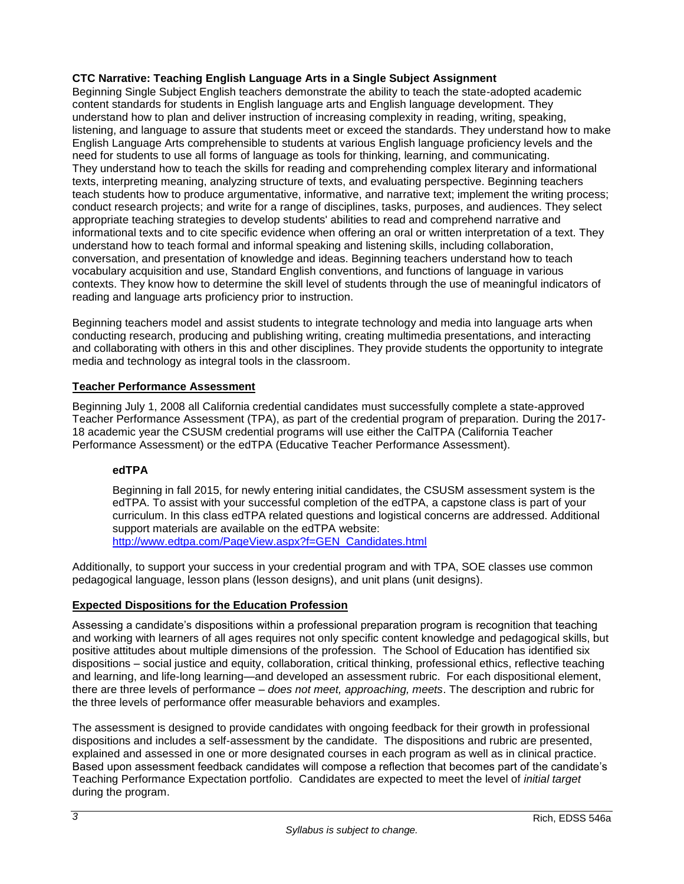**CTC Narrative: Teaching English Language Arts in a Single Subject Assignment**

Beginning Single Subject English teachers demonstrate the ability to teach the state-adopted academic content standards for students in English language arts and English language development. They understand how to plan and deliver instruction of increasing complexity in reading, writing, speaking, listening, and language to assure that students meet or exceed the standards. They understand how to make English Language Arts comprehensible to students at various English language proficiency levels and the need for students to use all forms of language as tools for thinking, learning, and communicating. They understand how to teach the skills for reading and comprehending complex literary and informational texts, interpreting meaning, analyzing structure of texts, and evaluating perspective. Beginning teachers teach students how to produce argumentative, informative, and narrative text; implement the writing process; conduct research projects; and write for a range of disciplines, tasks, purposes, and audiences. They select appropriate teaching strategies to develop students' abilities to read and comprehend narrative and informational texts and to cite specific evidence when offering an oral or written interpretation of a text. They understand how to teach formal and informal speaking and listening skills, including collaboration, conversation, and presentation of knowledge and ideas. Beginning teachers understand how to teach vocabulary acquisition and use, Standard English conventions, and functions of language in various contexts. They know how to determine the skill level of students through the use of meaningful indicators of reading and language arts proficiency prior to instruction.

Beginning teachers model and assist students to integrate technology and media into language arts when conducting research, producing and publishing writing, creating multimedia presentations, and interacting and collaborating with others in this and other disciplines. They provide students the opportunity to integrate media and technology as integral tools in the classroom.

## Teacher Performance Assessment

Beginning July 1, 2008 all California credential candidates must successfully complete a state-approved Teacher Performance Assessment (TPA), as part of the credential program of preparation. During the 2017-18 academic year the CSUSM credential programs will use either the CalTPA (California Teacher Performance Assessment) or the edTPA (Educative Teacher Performance Assessment).

### edTPA

Beginning in fall 2015, for newly entering initial candidates, the CSUSM assessment system is the edTPA. To assist with your successful completion of the edTPA, a capstone class is part of your curriculum. In this class edTPA related questions and logistical concerns are addressed. Additional support materials are available on the edTPA website: [http://www.edtpa.com/PageView.aspx?f=GEN_Candidates.html](http://www.edtpa.com/PageView.aspx?f=GEN_Candidates.html)

Additionally, to support your success in your credential program and with TPA, SOE classes use common pedagogical language, lesson plans (lesson designs), and unit plans (unit designs).

## Expected Dispositions for the Education Profession

Assessing a candidate's dispositions within a professional preparation program is recognition that teaching and working with learners of all ages requires not only specific content knowledge and pedagogical skills, but positive attitudes about multiple dimensions of the profession. The School of Education has identified six dispositions – social justice and equity, collaboration, critical thinking, professional ethics, reflective teaching and learning, and life-long learning—and developed an assessment rubric. For each dispositional element, there are three levels of performance – *does not meet, approaching, meets*. The description and rubric for the three levels of performance offer measurable behaviors and examples.

The assessment is designed to provide candidates with ongoing feedback for their growth in professional dispositions and includes a self-assessment by the candidate. The dispositions and rubric are presented, explained and assessed in one or more designated courses in each program as well as in clinical practice. Based upon assessment feedback candidates will compose a reflection that becomes part of the candidate's Teaching Performance Expectation portfolio. Candidates are expected to meet the level of *initial target* during the program.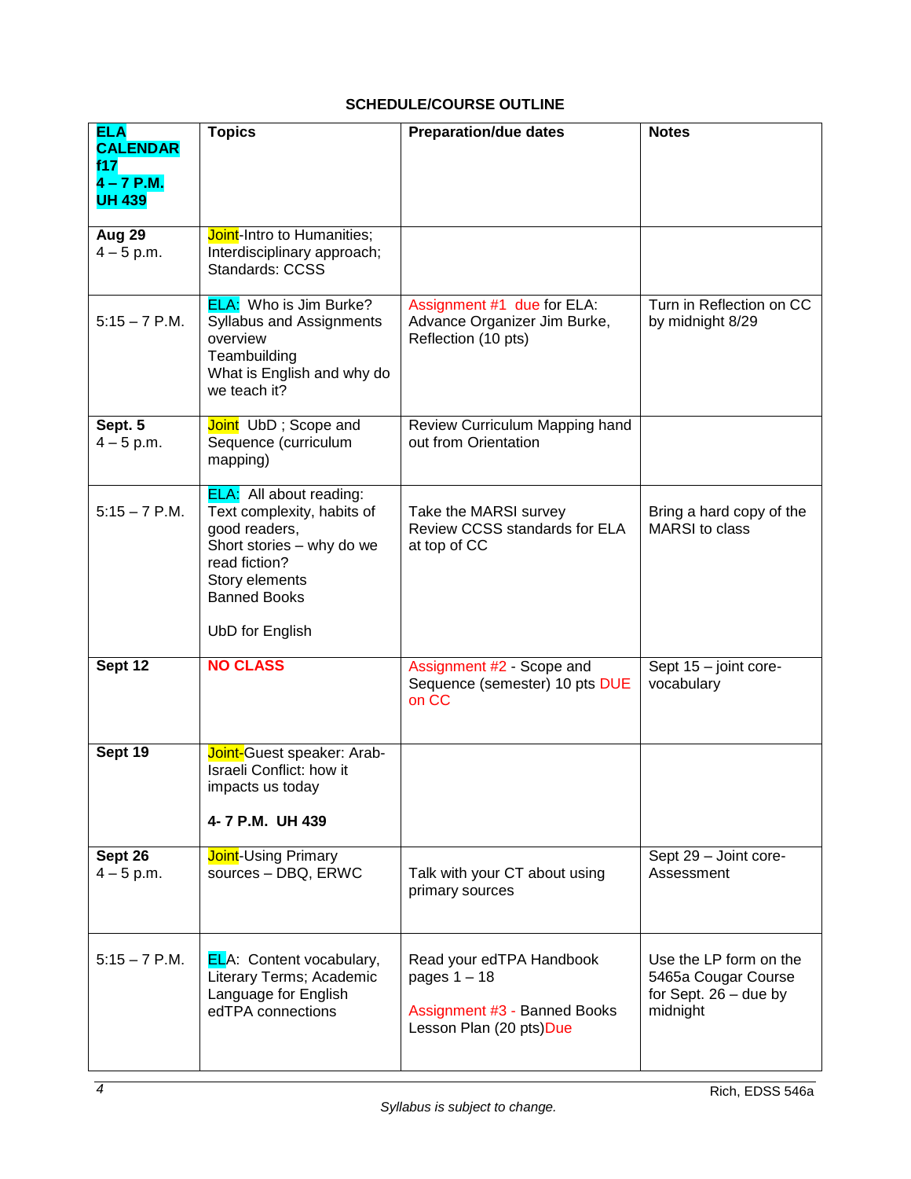**SCHEDULE/COURSE OUTLINE**

| **ELA CALENDAR f17 4 – 7 P.M. UH 439** | **Topics** | **Preparation/due dates** | **Notes** |
|---|---|---|---|
| **Aug 29** 4 – 5 p.m. | Joint-Intro to Humanities; Interdisciplinary approach; Standards: CCSS | | |
| 5:15 – 7 P.M. | ELA: Who is Jim Burke? Syllabus and Assignments overview Teambuilding What is English and why do we teach it? | Assignment #1 due for ELA: Advance Organizer Jim Burke, Reflection (10 pts) | Turn in Reflection on CC by midnight 8/29 |
| **Sept. 5** 4 – 5 p.m. | Joint UbD ; Scope and Sequence (curriculum mapping) | Review Curriculum Mapping hand out from Orientation | |
| 5:15 – 7 P.M. | ELA: All about reading: Text complexity, habits of good readers, Short stories – why do we read fiction? Story elements Banned Books<br><br>UbD for English | Take the MARSI survey Review CCSS standards for ELA at top of CC | Bring a hard copy of the MARSI to class |
| **Sept 12** | **NO CLASS** | Assignment #2 - Scope and Sequence (semester) 10 pts DUE on CC | Sept 15 – joint core-vocabulary |
| **Sept 19** | Joint-Guest speaker: Arab-Israeli Conflict: how it impacts us today<br><br>**4- 7 P.M. UH 439** | | |
| **Sept 26** 4 – 5 p.m. | Joint-Using Primary sources – DBQ, ERWC | Talk with your CT about using primary sources | Sept 29 – Joint core-Assessment |
| 5:15 – 7 P.M. | ELA: Content vocabulary, Literary Terms; Academic Language for English edTPA connections | Read your edTPA Handbook pages 1 – 18<br><br>Assignment #3 - Banned Books Lesson Plan (20 pts)Due | Use the LP form on the 5465a Cougar Course for Sept. 26 – due by midnight |

Rich, EDSS 546a

*Syllabus is subject to change.*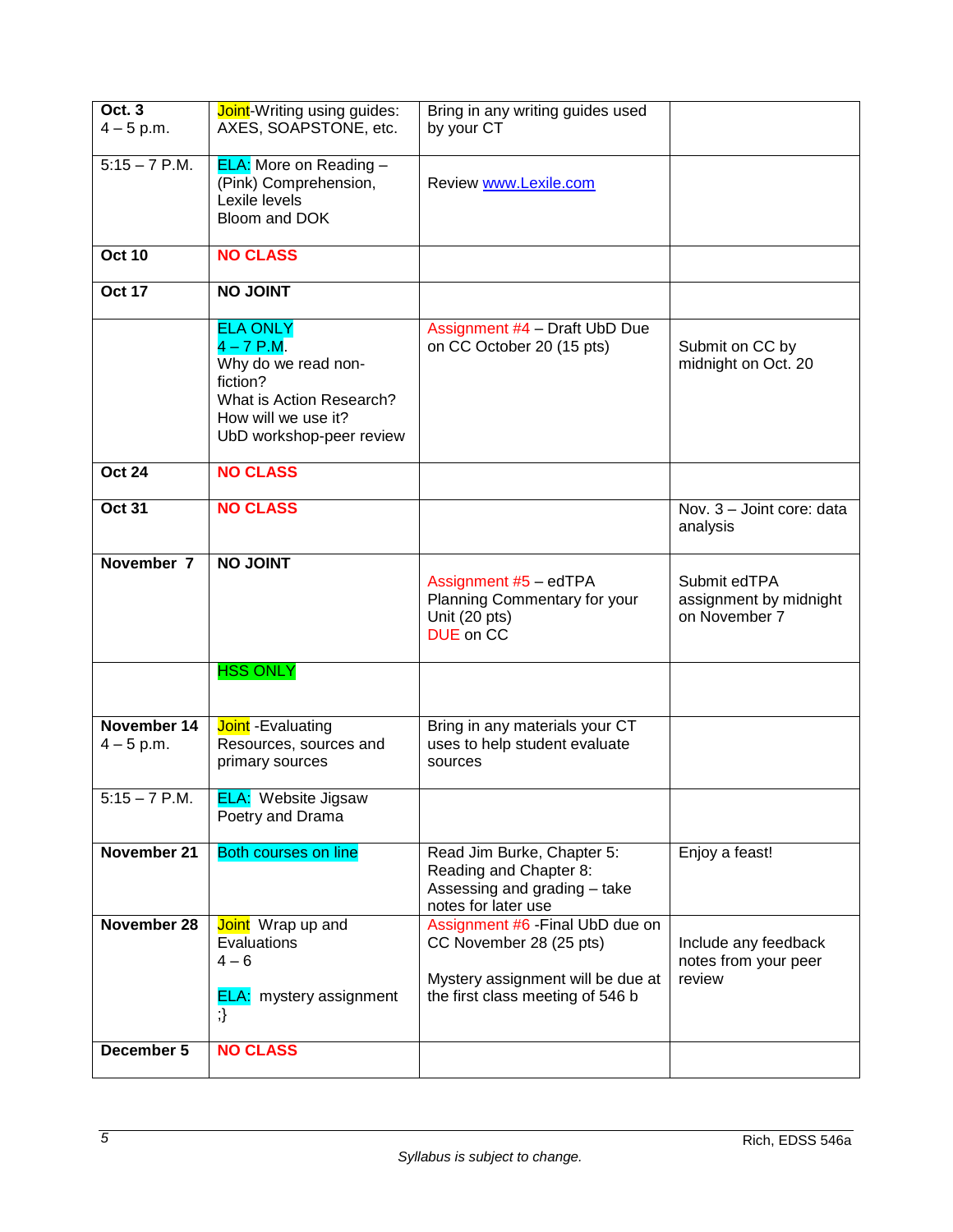| **Oct. 3** 4 – 5 p.m. | Joint-Writing using guides: AXES, SOAPSTONE, etc. | Bring in any writing guides used by your CT | |
|---|---|---|---|
| 5:15 – 7 P.M. | ELA: More on Reading – (Pink) Comprehension, Lexile levels Bloom and DOK | Review www.Lexile.com | |
| **Oct 10** | **NO CLASS** | | |
| **Oct 17** | **NO JOINT** | | |
| | ELA ONLY 4 – 7 P.M. Why do we read non-fiction? What is Action Research? How will we use it? UbD workshop-peer review | Assignment #4 – Draft UbD Due on CC October 20 (15 pts) | Submit on CC by midnight on Oct. 20 |
| **Oct 24** | **NO CLASS** | | |
| **Oct 31** | **NO CLASS** | | Nov. 3 – Joint core: data analysis |
| **November 7** | **NO JOINT** | Assignment #5 – edTPA Planning Commentary for your Unit (20 pts) DUE on CC | Submit edTPA assignment by midnight on November 7 |
| | HSS ONLY | | |
| **November 14** 4 – 5 p.m. | Joint -Evaluating Resources, sources and primary sources | Bring in any materials your CT uses to help student evaluate sources | |
| 5:15 – 7 P.M. | ELA: Website Jigsaw Poetry and Drama | | |
| **November 21** | Both courses on line | Read Jim Burke, Chapter 5: Reading and Chapter 8: Assessing and grading – take notes for later use | Enjoy a feast! |
| **November 28** | Joint Wrap up and Evaluations 4 – 6<br><br>ELA: mystery assignment ;} | Assignment #6 -Final UbD due on CC November 28 (25 pts)<br><br>Mystery assignment will be due at the first class meeting of 546 b | Include any feedback notes from your peer review |
| **December 5** | **NO CLASS** | | |

*Syllabus is subject to change.*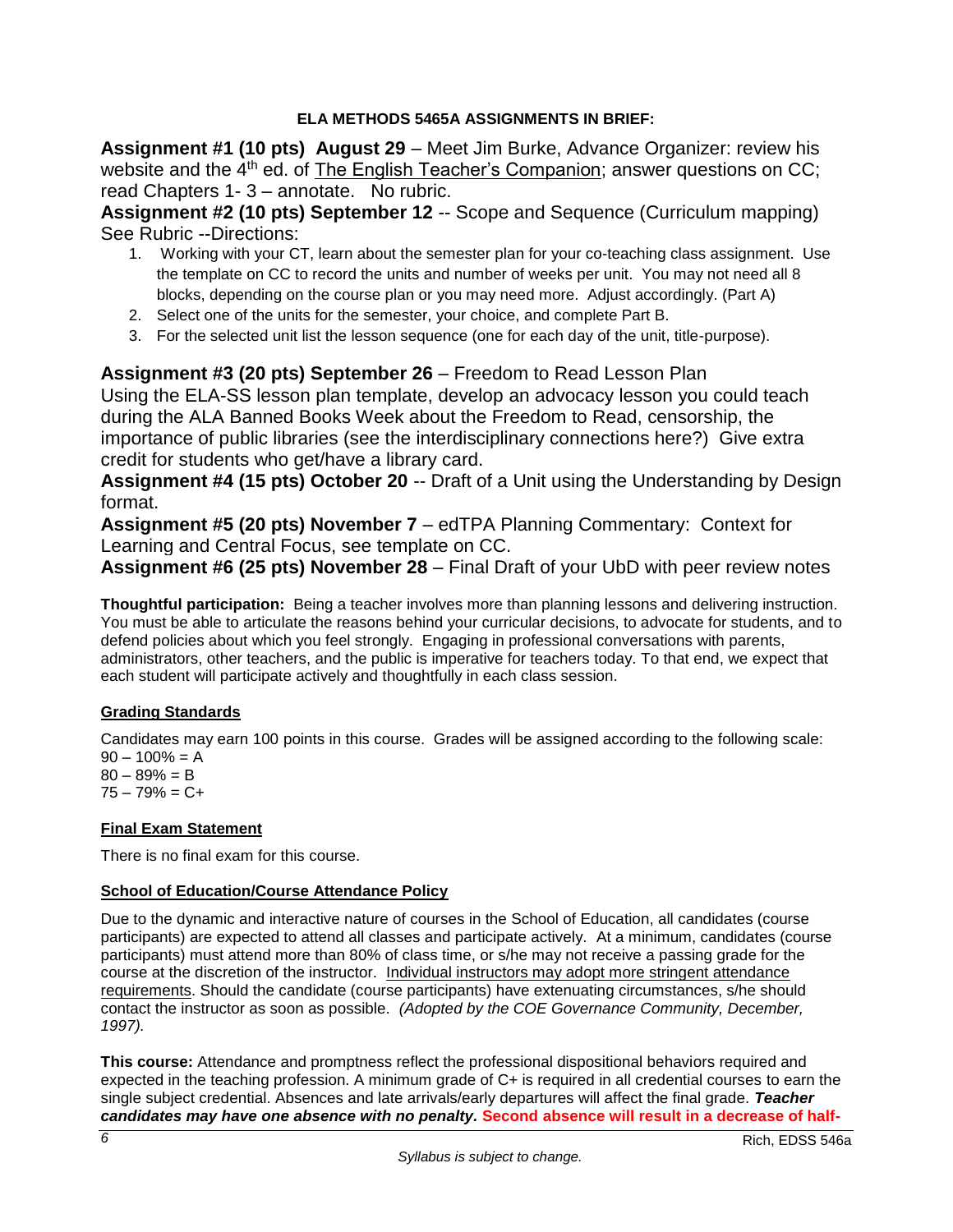**ELA METHODS 5465A ASSIGNMENTS IN BRIEF:**

**Assignment #1 (10 pts) August 29** – Meet Jim Burke, Advance Organizer: review his website and the 4th ed. of The English Teacher's Companion; answer questions on CC; read Chapters 1- 3 – annotate. No rubric.

**Assignment #2 (10 pts) September 12** -- Scope and Sequence (Curriculum mapping) See Rubric --Directions:

1. Working with your CT, learn about the semester plan for your co-teaching class assignment. Use the template on CC to record the units and number of weeks per unit. You may not need all 8 blocks, depending on the course plan or you may need more. Adjust accordingly. (Part A)
2. Select one of the units for the semester, your choice, and complete Part B.
3. For the selected unit list the lesson sequence (one for each day of the unit, title-purpose).

**Assignment #3 (20 pts) September 26** – Freedom to Read Lesson Plan
Using the ELA-SS lesson plan template, develop an advocacy lesson you could teach during the ALA Banned Books Week about the Freedom to Read, censorship, the importance of public libraries (see the interdisciplinary connections here?) Give extra credit for students who get/have a library card.

**Assignment #4 (15 pts) October 20** -- Draft of a Unit using the Understanding by Design format.

**Assignment #5 (20 pts) November 7** – edTPA Planning Commentary: Context for Learning and Central Focus, see template on CC.

**Assignment #6 (25 pts) November 28** – Final Draft of your UbD with peer review notes

**Thoughtful participation:** Being a teacher involves more than planning lessons and delivering instruction. You must be able to articulate the reasons behind your curricular decisions, to advocate for students, and to defend policies about which you feel strongly. Engaging in professional conversations with parents, administrators, other teachers, and the public is imperative for teachers today. To that end, we expect that each student will participate actively and thoughtfully in each class session.

## Grading Standards

Candidates may earn 100 points in this course. Grades will be assigned according to the following scale:
90 – 100% = A
80 – 89% = B
75 – 79% = C+

## Final Exam Statement

There is no final exam for this course.

## School of Education/Course Attendance Policy

Due to the dynamic and interactive nature of courses in the School of Education, all candidates (course participants) are expected to attend all classes and participate actively. At a minimum, candidates (course participants) must attend more than 80% of class time, or s/he may not receive a passing grade for the course at the discretion of the instructor. Individual instructors may adopt more stringent attendance requirements. Should the candidate (course participants) have extenuating circumstances, s/he should contact the instructor as soon as possible. *(Adopted by the COE Governance Community, December, 1997).*

**This course:** Attendance and promptness reflect the professional dispositional behaviors required and expected in the teaching profession. A minimum grade of C+ is required in all credential courses to earn the single subject credential. Absences and late arrivals/early departures will affect the final grade. ***Teacher candidates may have one absence with no penalty.*** **Second absence will result in a decrease of half-**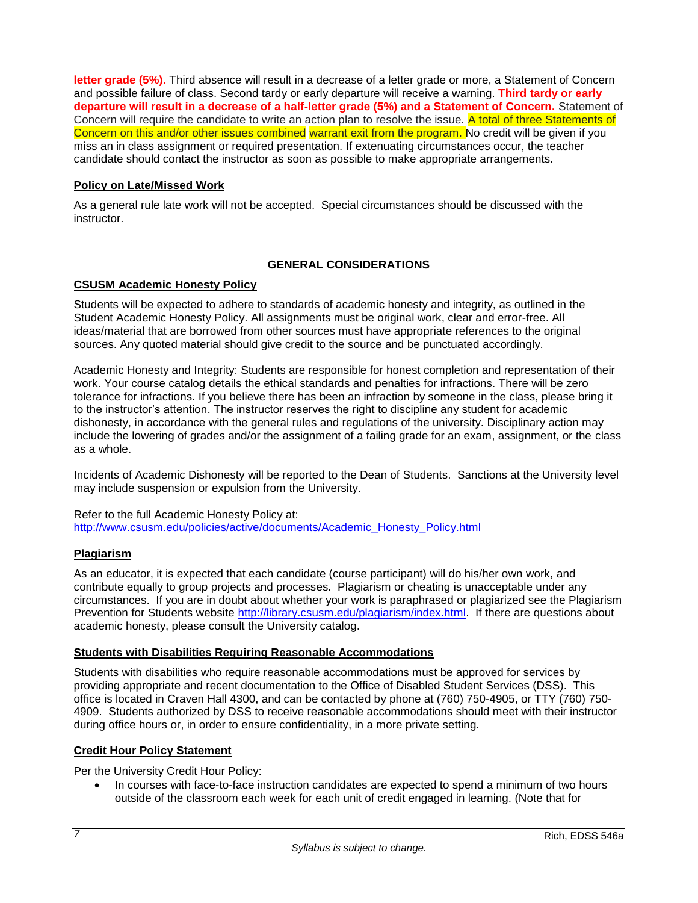**letter grade (5%).** Third absence will result in a decrease of a letter grade or more, a Statement of Concern and possible failure of class. Second tardy or early departure will receive a warning. **Third tardy or early departure will result in a decrease of a half-letter grade (5%) and a Statement of Concern.** Statement of Concern will require the candidate to write an action plan to resolve the issue. A total of three Statements of Concern on this and/or other issues combined warrant exit from the program. No credit will be given if you miss an in class assignment or required presentation. If extenuating circumstances occur, the teacher candidate should contact the instructor as soon as possible to make appropriate arrangements.

## Policy on Late/Missed Work

As a general rule late work will not be accepted. Special circumstances should be discussed with the instructor.

# GENERAL CONSIDERATIONS

## CSUSM Academic Honesty Policy

Students will be expected to adhere to standards of academic honesty and integrity, as outlined in the Student Academic Honesty Policy. All assignments must be original work, clear and error-free. All ideas/material that are borrowed from other sources must have appropriate references to the original sources. Any quoted material should give credit to the source and be punctuated accordingly.

Academic Honesty and Integrity: Students are responsible for honest completion and representation of their work. Your course catalog details the ethical standards and penalties for infractions. There will be zero tolerance for infractions. If you believe there has been an infraction by someone in the class, please bring it to the instructor's attention. The instructor reserves the right to discipline any student for academic dishonesty, in accordance with the general rules and regulations of the university. Disciplinary action may include the lowering of grades and/or the assignment of a failing grade for an exam, assignment, or the class as a whole.

Incidents of Academic Dishonesty will be reported to the Dean of Students. Sanctions at the University level may include suspension or expulsion from the University.

Refer to the full Academic Honesty Policy at:
http://www.csusm.edu/policies/active/documents/Academic_Honesty_Policy.html

## Plagiarism

As an educator, it is expected that each candidate (course participant) will do his/her own work, and contribute equally to group projects and processes. Plagiarism or cheating is unacceptable under any circumstances. If you are in doubt about whether your work is paraphrased or plagiarized see the Plagiarism Prevention for Students website http://library.csusm.edu/plagiarism/index.html. If there are questions about academic honesty, please consult the University catalog.

## Students with Disabilities Requiring Reasonable Accommodations

Students with disabilities who require reasonable accommodations must be approved for services by providing appropriate and recent documentation to the Office of Disabled Student Services (DSS). This office is located in Craven Hall 4300, and can be contacted by phone at (760) 750-4905, or TTY (760) 750-4909. Students authorized by DSS to receive reasonable accommodations should meet with their instructor during office hours or, in order to ensure confidentiality, in a more private setting.

## Credit Hour Policy Statement

Per the University Credit Hour Policy:

- In courses with face-to-face instruction candidates are expected to spend a minimum of two hours outside of the classroom each week for each unit of credit engaged in learning. (Note that for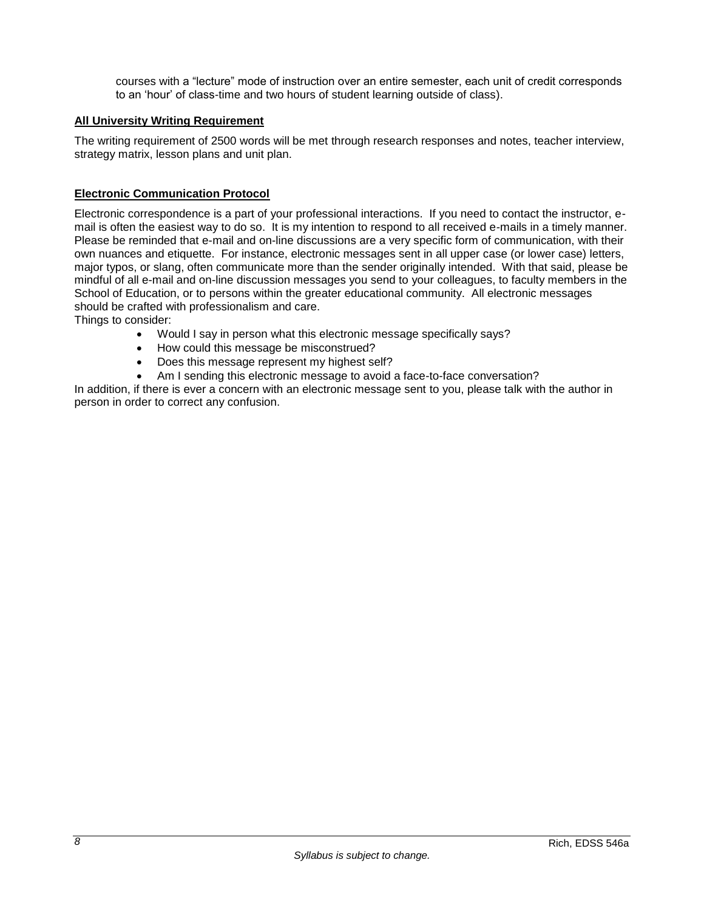courses with a "lecture" mode of instruction over an entire semester, each unit of credit corresponds to an 'hour' of class-time and two hours of student learning outside of class).

**All University Writing Requirement**

The writing requirement of 2500 words will be met through research responses and notes, teacher interview, strategy matrix, lesson plans and unit plan.

**Electronic Communication Protocol**

Electronic correspondence is a part of your professional interactions. If you need to contact the instructor, e-mail is often the easiest way to do so. It is my intention to respond to all received e-mails in a timely manner. Please be reminded that e-mail and on-line discussions are a very specific form of communication, with their own nuances and etiquette. For instance, electronic messages sent in all upper case (or lower case) letters, major typos, or slang, often communicate more than the sender originally intended. With that said, please be mindful of all e-mail and on-line discussion messages you send to your colleagues, to faculty members in the School of Education, or to persons within the greater educational community. All electronic messages should be crafted with professionalism and care.

Things to consider:

- Would I say in person what this electronic message specifically says?
- How could this message be misconstrued?
- Does this message represent my highest self?
- Am I sending this electronic message to avoid a face-to-face conversation?

In addition, if there is ever a concern with an electronic message sent to you, please talk with the author in person in order to correct any confusion.